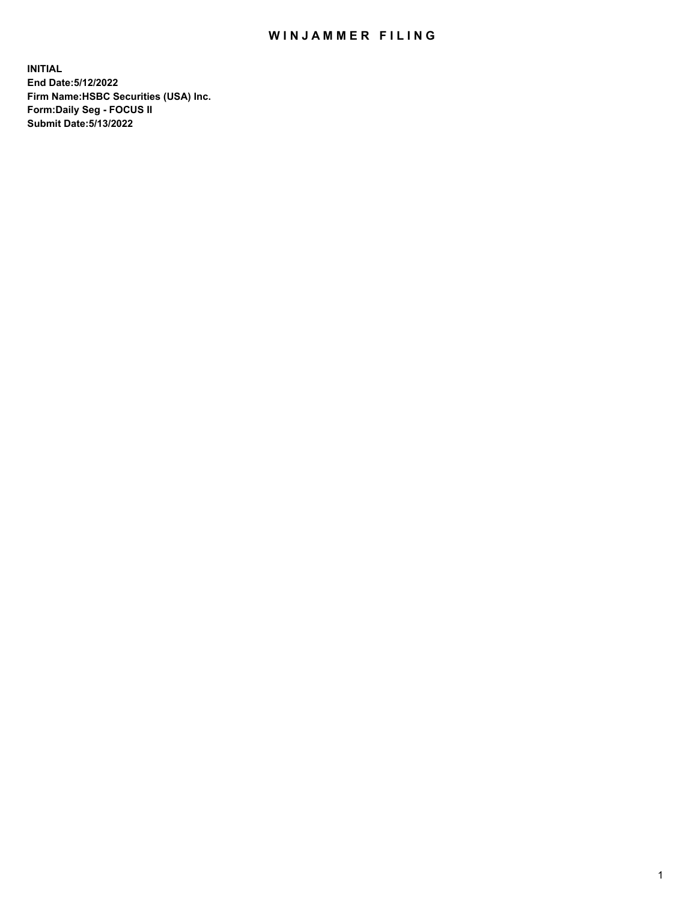# WINJAMMER FILING

**INITIAL**
**End Date:5/12/2022**
**Firm Name:HSBC Securities (USA) Inc.**
**Form:Daily Seg - FOCUS II**
**Submit Date:5/13/2022**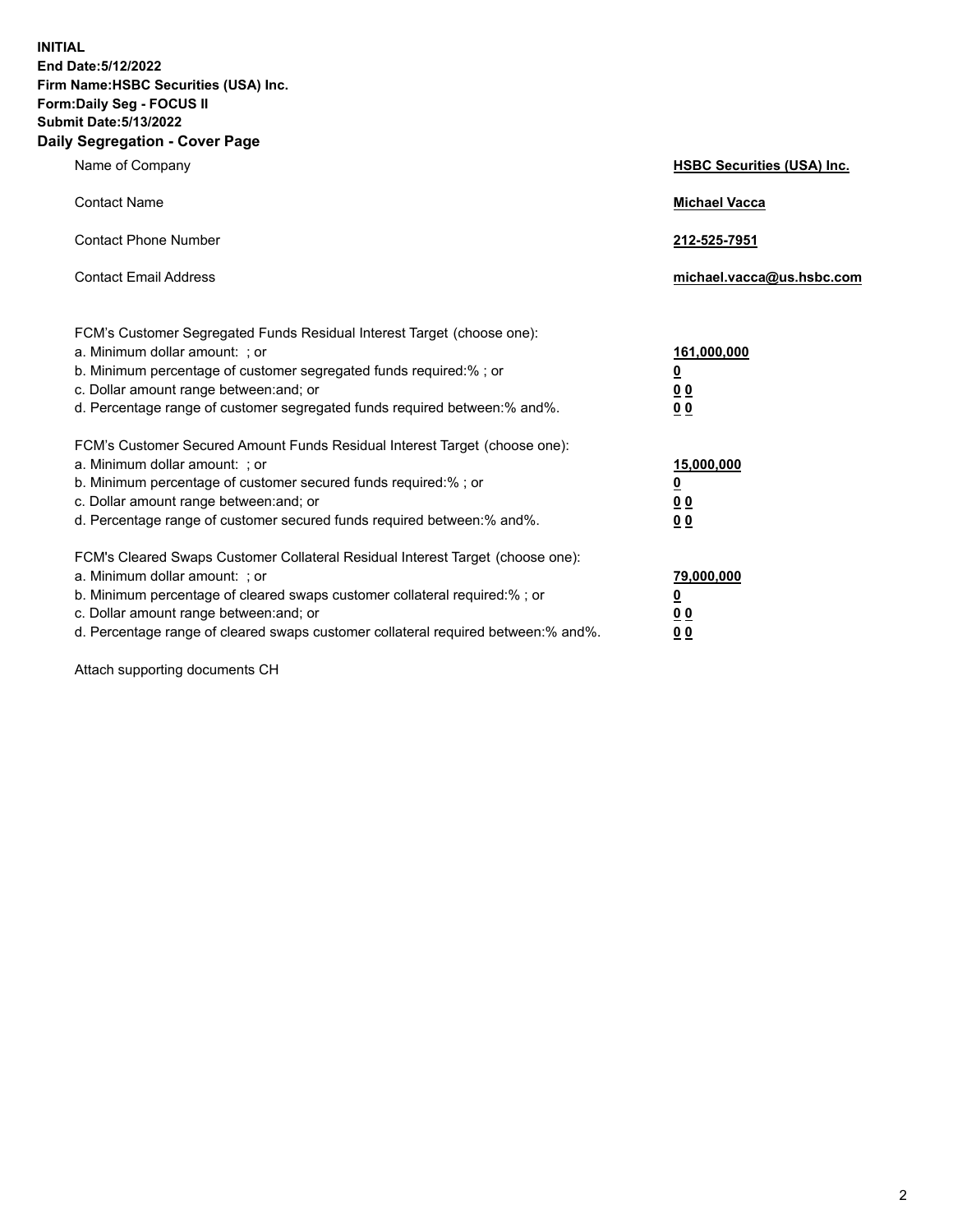**INITIAL**
**End Date:5/12/2022**
**Firm Name:HSBC Securities (USA) Inc.**
**Form:Daily Seg - FOCUS II**
**Submit Date:5/13/2022**

## Daily Segregation - Cover Page

| | |
|---|---|
| Name of Company | **HSBC Securities (USA) Inc.** |
| Contact Name | **Michael Vacca** |
| Contact Phone Number | **212-525-7951** |
| Contact Email Address | **michael.vacca@us.hsbc.com** |

FCM's Customer Segregated Funds Residual Interest Target (choose one):

| | |
|---|---|
| a. Minimum dollar amount: ; or | **161,000,000** |
| b. Minimum percentage of customer segregated funds required:% ; or | **0** |
| c. Dollar amount range between:and; or | **0 0** |
| d. Percentage range of customer segregated funds required between:% and%. | **0 0** |

FCM's Customer Secured Amount Funds Residual Interest Target (choose one):

| | |
|---|---|
| a. Minimum dollar amount: ; or | **15,000,000** |
| b. Minimum percentage of customer secured funds required:% ; or | **0** |
| c. Dollar amount range between:and; or | **0 0** |
| d. Percentage range of customer secured funds required between:% and%. | **0 0** |

FCM's Cleared Swaps Customer Collateral Residual Interest Target (choose one):

| | |
|---|---|
| a. Minimum dollar amount: ; or | **79,000,000** |
| b. Minimum percentage of cleared swaps customer collateral required:% ; or | **0** |
| c. Dollar amount range between:and; or | **0 0** |
| d. Percentage range of cleared swaps customer collateral required between:% and%. | **0 0** |

Attach supporting documents CH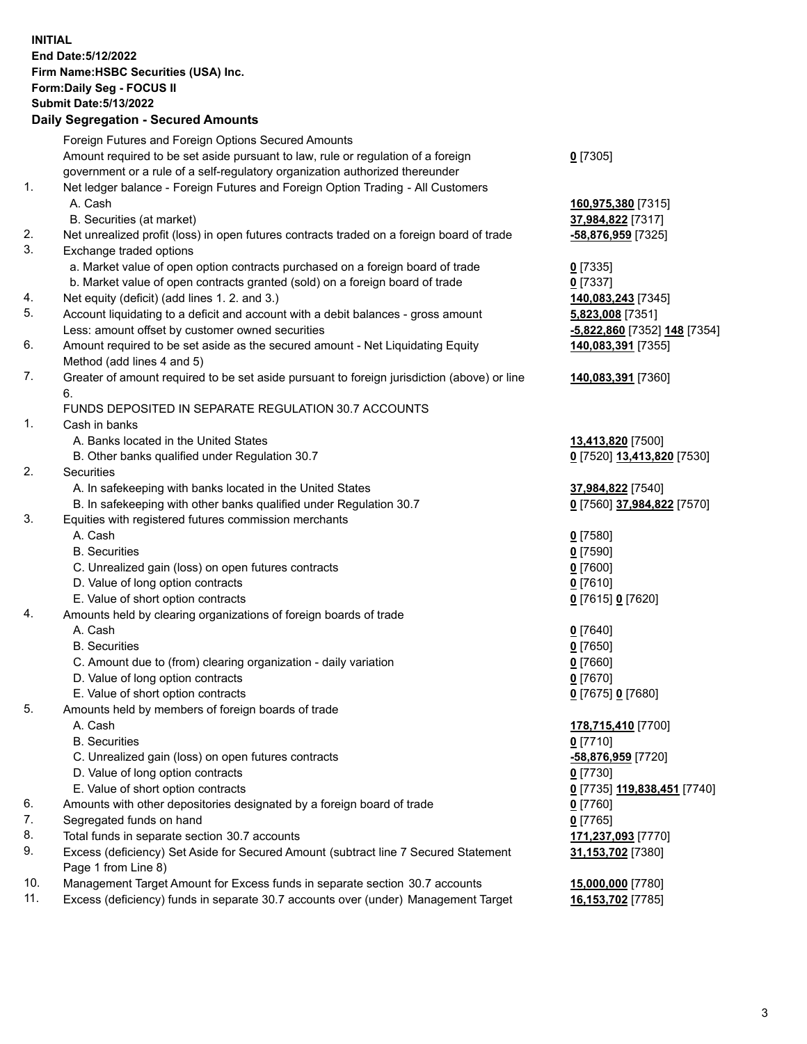**INITIAL**
**End Date:5/12/2022**
**Firm Name:HSBC Securities (USA) Inc.**
**Form:Daily Seg - FOCUS II**
**Submit Date:5/13/2022**

## Daily Segregation - Secured Amounts

| | | |
|---|---|---|
| | Foreign Futures and Foreign Options Secured Amounts | |
| | Amount required to be set aside pursuant to law, rule or regulation of a foreign government or a rule of a self-regulatory organization authorized thereunder | **0** [7305] |
| 1. | Net ledger balance - Foreign Futures and Foreign Option Trading - All Customers | |
| | A. Cash | **160,975,380** [7315] |
| | B. Securities (at market) | **37,984,822** [7317] |
| 2. | Net unrealized profit (loss) in open futures contracts traded on a foreign board of trade | **-58,876,959** [7325] |
| 3. | Exchange traded options | |
| | a. Market value of open option contracts purchased on a foreign board of trade | **0** [7335] |
| | b. Market value of open contracts granted (sold) on a foreign board of trade | **0** [7337] |
| 4. | Net equity (deficit) (add lines 1. 2. and 3.) | **140,083,243** [7345] |
| 5. | Account liquidating to a deficit and account with a debit balances - gross amount | **5,823,008** [7351] |
| | Less: amount offset by customer owned securities | **-5,822,860** [7352] **148** [7354] |
| 6. | Amount required to be set aside as the secured amount - Net Liquidating Equity Method (add lines 4 and 5) | **140,083,391** [7355] |
| 7. | Greater of amount required to be set aside pursuant to foreign jurisdiction (above) or line 6. | **140,083,391** [7360] |
| | FUNDS DEPOSITED IN SEPARATE REGULATION 30.7 ACCOUNTS | |
| 1. | Cash in banks | |
| | A. Banks located in the United States | **13,413,820** [7500] |
| | B. Other banks qualified under Regulation 30.7 | **0** [7520] **13,413,820** [7530] |
| 2. | Securities | |
| | A. In safekeeping with banks located in the United States | **37,984,822** [7540] |
| | B. In safekeeping with other banks qualified under Regulation 30.7 | **0** [7560] **37,984,822** [7570] |
| 3. | Equities with registered futures commission merchants | |
| | A. Cash | **0** [7580] |
| | B. Securities | **0** [7590] |
| | C. Unrealized gain (loss) on open futures contracts | **0** [7600] |
| | D. Value of long option contracts | **0** [7610] |
| | E. Value of short option contracts | **0** [7615] **0** [7620] |
| 4. | Amounts held by clearing organizations of foreign boards of trade | |
| | A. Cash | **0** [7640] |
| | B. Securities | **0** [7650] |
| | C. Amount due to (from) clearing organization - daily variation | **0** [7660] |
| | D. Value of long option contracts | **0** [7670] |
| | E. Value of short option contracts | **0** [7675] **0** [7680] |
| 5. | Amounts held by members of foreign boards of trade | |
| | A. Cash | **178,715,410** [7700] |
| | B. Securities | **0** [7710] |
| | C. Unrealized gain (loss) on open futures contracts | **-58,876,959** [7720] |
| | D. Value of long option contracts | **0** [7730] |
| | E. Value of short option contracts | **0** [7735] **119,838,451** [7740] |
| 6. | Amounts with other depositories designated by a foreign board of trade | **0** [7760] |
| 7. | Segregated funds on hand | **0** [7765] |
| 8. | Total funds in separate section 30.7 accounts | **171,237,093** [7770] |
| 9. | Excess (deficiency) Set Aside for Secured Amount (subtract line 7 Secured Statement Page 1 from Line 8) | **31,153,702** [7380] |
| 10. | Management Target Amount for Excess funds in separate section 30.7 accounts | **15,000,000** [7780] |
| 11. | Excess (deficiency) funds in separate 30.7 accounts over (under) Management Target | **16,153,702** [7785] |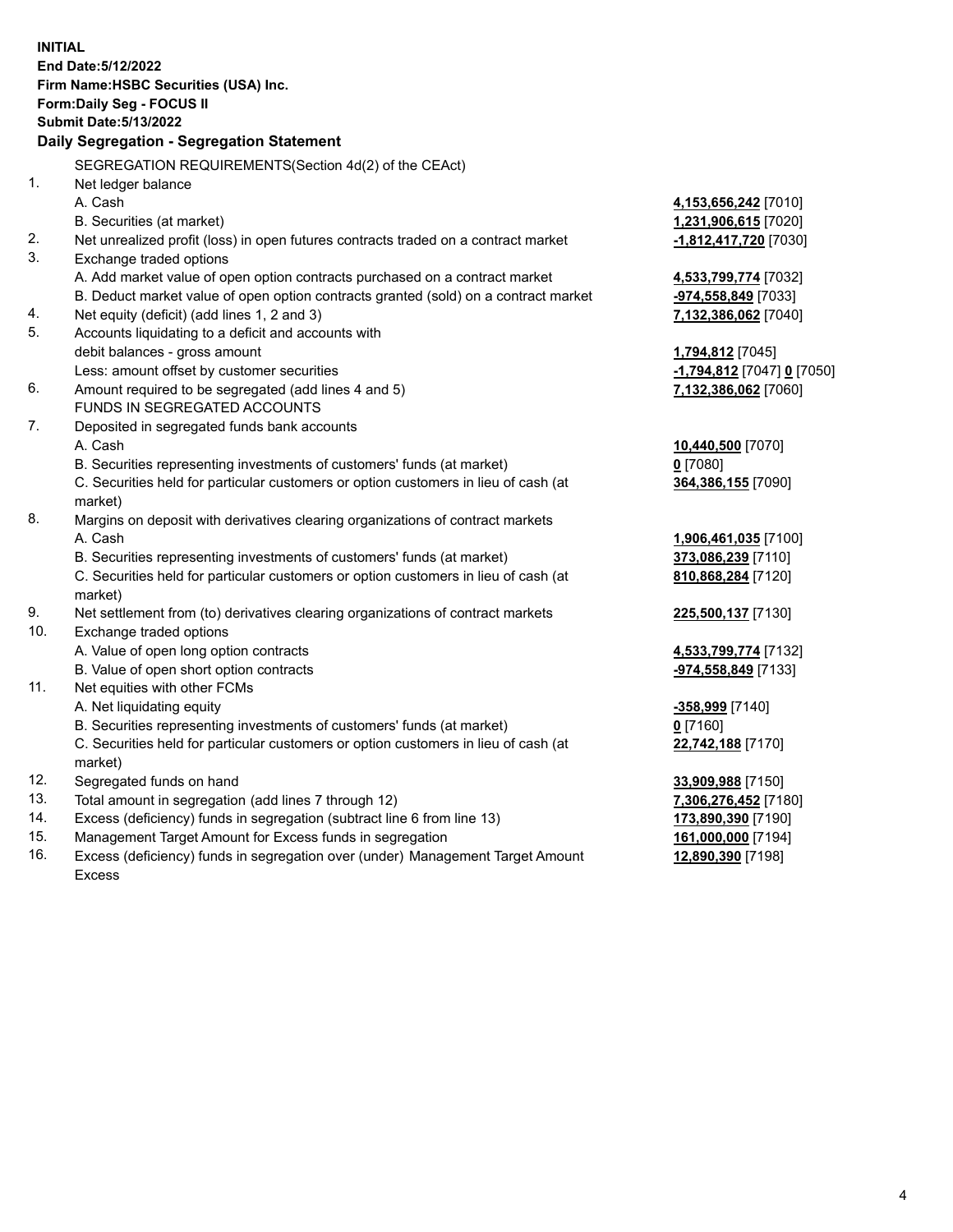**INITIAL**
**End Date:5/12/2022**
**Firm Name:HSBC Securities (USA) Inc.**
**Form:Daily Seg - FOCUS II**
**Submit Date:5/13/2022**

## Daily Segregation - Segregation Statement

SEGREGATION REQUIREMENTS(Section 4d(2) of the CEAct)

| | | |
|---|---|---|
| 1. | Net ledger balance | |
| | A. Cash | **4,153,656,242** [7010] |
| | B. Securities (at market) | **1,231,906,615** [7020] |
| 2. | Net unrealized profit (loss) in open futures contracts traded on a contract market | **-1,812,417,720** [7030] |
| 3. | Exchange traded options | |
| | A. Add market value of open option contracts purchased on a contract market | **4,533,799,774** [7032] |
| | B. Deduct market value of open option contracts granted (sold) on a contract market | **-974,558,849** [7033] |
| 4. | Net equity (deficit) (add lines 1, 2 and 3) | **7,132,386,062** [7040] |
| 5. | Accounts liquidating to a deficit and accounts with debit balances - gross amount | **1,794,812** [7045] |
| | Less: amount offset by customer securities | **-1,794,812** [7047] **0** [7050] |
| 6. | Amount required to be segregated (add lines 4 and 5) | **7,132,386,062** [7060] |
| | FUNDS IN SEGREGATED ACCOUNTS | |
| 7. | Deposited in segregated funds bank accounts | |
| | A. Cash | **10,440,500** [7070] |
| | B. Securities representing investments of customers' funds (at market) | **0** [7080] |
| | C. Securities held for particular customers or option customers in lieu of cash (at market) | **364,386,155** [7090] |
| 8. | Margins on deposit with derivatives clearing organizations of contract markets | |
| | A. Cash | **1,906,461,035** [7100] |
| | B. Securities representing investments of customers' funds (at market) | **373,086,239** [7110] |
| | C. Securities held for particular customers or option customers in lieu of cash (at market) | **810,868,284** [7120] |
| 9. | Net settlement from (to) derivatives clearing organizations of contract markets | **225,500,137** [7130] |
| 10. | Exchange traded options | |
| | A. Value of open long option contracts | **4,533,799,774** [7132] |
| | B. Value of open short option contracts | **-974,558,849** [7133] |
| 11. | Net equities with other FCMs | |
| | A. Net liquidating equity | **-358,999** [7140] |
| | B. Securities representing investments of customers' funds (at market) | **0** [7160] |
| | C. Securities held for particular customers or option customers in lieu of cash (at market) | **22,742,188** [7170] |
| 12. | Segregated funds on hand | **33,909,988** [7150] |
| 13. | Total amount in segregation (add lines 7 through 12) | **7,306,276,452** [7180] |
| 14. | Excess (deficiency) funds in segregation (subtract line 6 from line 13) | **173,890,390** [7190] |
| 15. | Management Target Amount for Excess funds in segregation | **161,000,000** [7194] |
| 16. | Excess (deficiency) funds in segregation over (under) Management Target Amount Excess | **12,890,390** [7198] |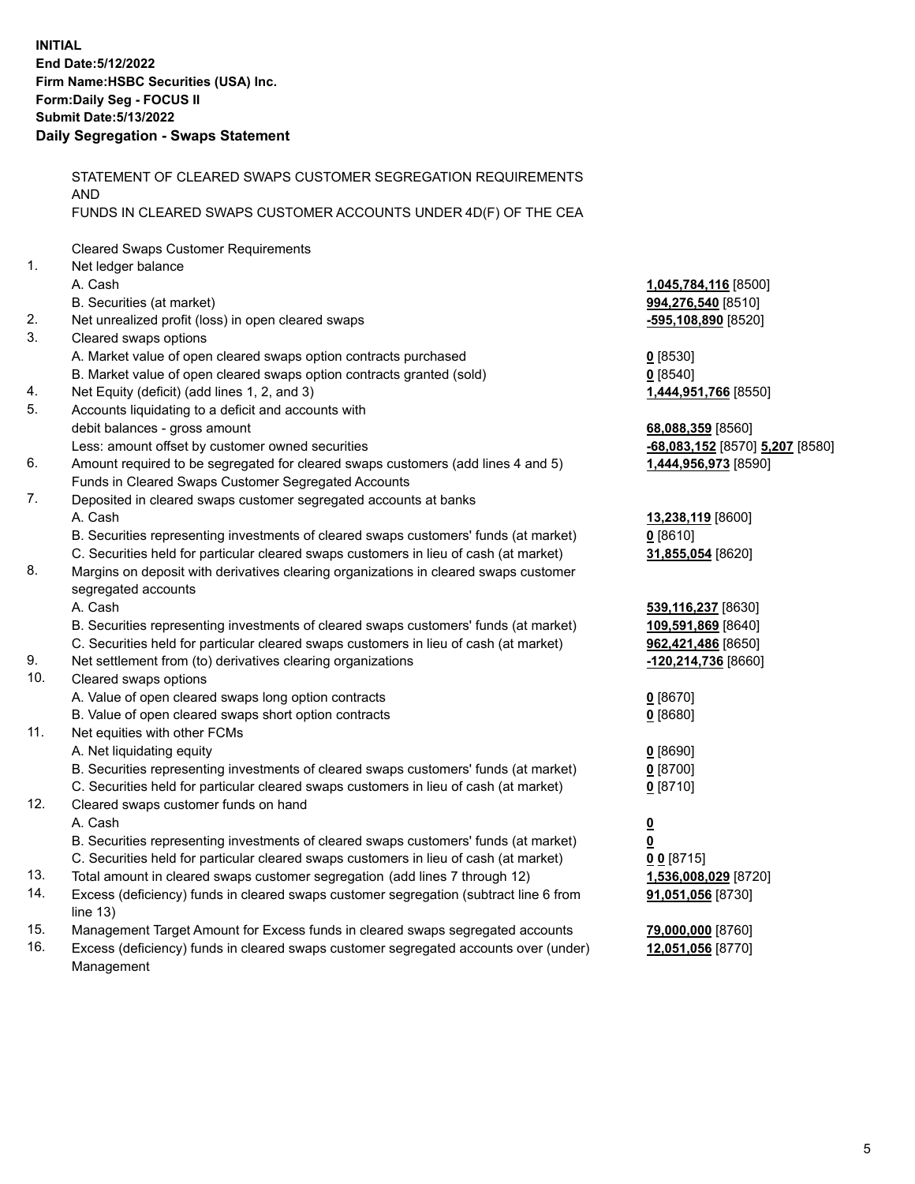**INITIAL**
**End Date:5/12/2022**
**Firm Name:HSBC Securities (USA) Inc.**
**Form:Daily Seg - FOCUS II**
**Submit Date:5/13/2022**
**Daily Segregation - Swaps Statement**

STATEMENT OF CLEARED SWAPS CUSTOMER SEGREGATION REQUIREMENTS AND FUNDS IN CLEARED SWAPS CUSTOMER ACCOUNTS UNDER 4D(F) OF THE CEA

| | | |
|---|---|---|
| | Cleared Swaps Customer Requirements | |
| 1. | Net ledger balance | |
| | A. Cash | **1,045,784,116** [8500] |
| | B. Securities (at market) | **994,276,540** [8510] |
| 2. | Net unrealized profit (loss) in open cleared swaps | **-595,108,890** [8520] |
| 3. | Cleared swaps options | |
| | A. Market value of open cleared swaps option contracts purchased | **0** [8530] |
| | B. Market value of open cleared swaps option contracts granted (sold) | **0** [8540] |
| 4. | Net Equity (deficit) (add lines 1, 2, and 3) | **1,444,951,766** [8550] |
| 5. | Accounts liquidating to a deficit and accounts with debit balances - gross amount | **68,088,359** [8560] |
| | Less: amount offset by customer owned securities | **-68,083,152** [8570] **5,207** [8580] |
| 6. | Amount required to be segregated for cleared swaps customers (add lines 4 and 5) | **1,444,956,973** [8590] |
| | Funds in Cleared Swaps Customer Segregated Accounts | |
| 7. | Deposited in cleared swaps customer segregated accounts at banks | |
| | A. Cash | **13,238,119** [8600] |
| | B. Securities representing investments of cleared swaps customers' funds (at market) | **0** [8610] |
| | C. Securities held for particular cleared swaps customers in lieu of cash (at market) | **31,855,054** [8620] |
| 8. | Margins on deposit with derivatives clearing organizations in cleared swaps customer segregated accounts | |
| | A. Cash | **539,116,237** [8630] |
| | B. Securities representing investments of cleared swaps customers' funds (at market) | **109,591,869** [8640] |
| | C. Securities held for particular cleared swaps customers in lieu of cash (at market) | **962,421,486** [8650] |
| 9. | Net settlement from (to) derivatives clearing organizations | **-120,214,736** [8660] |
| 10. | Cleared swaps options | |
| | A. Value of open cleared swaps long option contracts | **0** [8670] |
| | B. Value of open cleared swaps short option contracts | **0** [8680] |
| 11. | Net equities with other FCMs | |
| | A. Net liquidating equity | **0** [8690] |
| | B. Securities representing investments of cleared swaps customers' funds (at market) | **0** [8700] |
| | C. Securities held for particular cleared swaps customers in lieu of cash (at market) | **0** [8710] |
| 12. | Cleared swaps customer funds on hand | |
| | A. Cash | **0** |
| | B. Securities representing investments of cleared swaps customers' funds (at market) | **0** |
| | C. Securities held for particular cleared swaps customers in lieu of cash (at market) | **0** **0** [8715] |
| 13. | Total amount in cleared swaps customer segregation (add lines 7 through 12) | **1,536,008,029** [8720] |
| 14. | Excess (deficiency) funds in cleared swaps customer segregation (subtract line 6 from line 13) | **91,051,056** [8730] |
| 15. | Management Target Amount for Excess funds in cleared swaps segregated accounts | **79,000,000** [8760] |
| 16. | Excess (deficiency) funds in cleared swaps customer segregated accounts over (under) Management | **12,051,056** [8770] |